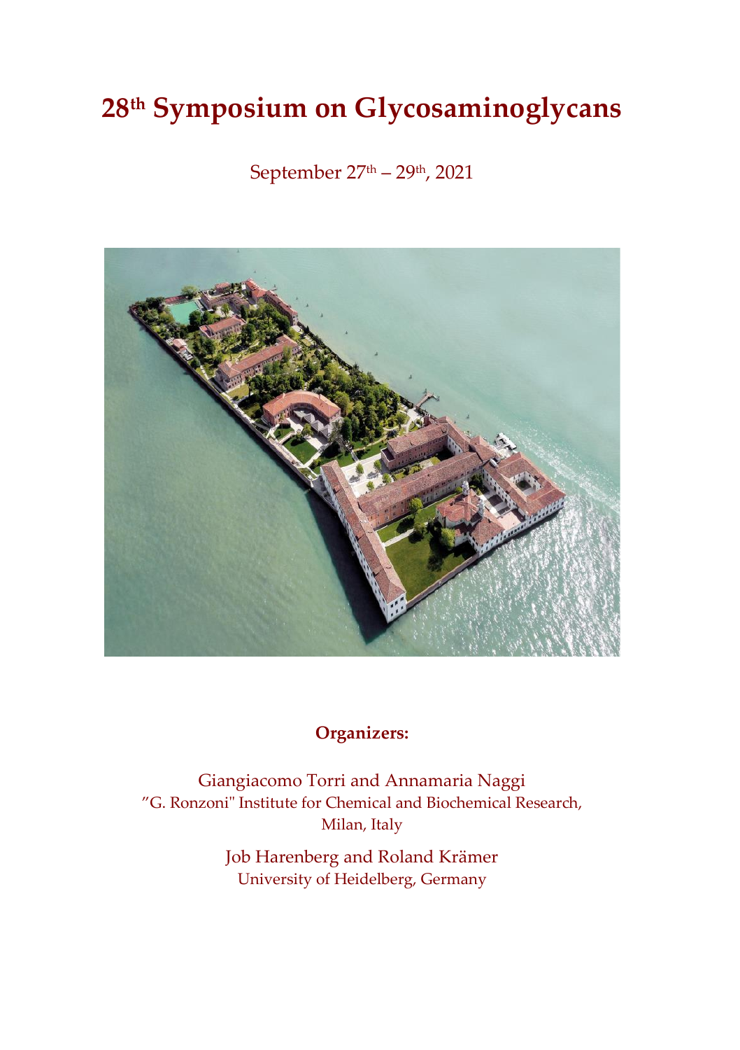# 28th Symposium on Glycosaminoglycans

September 27th – 29th, 2021

**Organizers:**

Giangiacomo Torri and Annamaria Naggi
"G. Ronzoni" Institute for Chemical and Biochemical Research, Milan, Italy

Job Harenberg and Roland Krämer
University of Heidelberg, Germany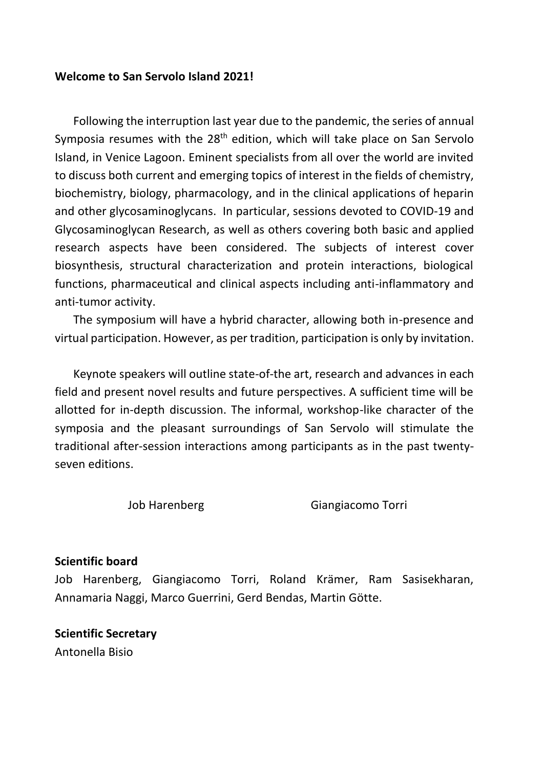**Welcome to San Servolo Island 2021!**

Following the interruption last year due to the pandemic, the series of annual Symposia resumes with the 28$^{th}$ edition, which will take place on San Servolo Island, in Venice Lagoon. Eminent specialists from all over the world are invited to discuss both current and emerging topics of interest in the fields of chemistry, biochemistry, biology, pharmacology, and in the clinical applications of heparin and other glycosaminoglycans. In particular, sessions devoted to COVID-19 and Glycosaminoglycan Research, as well as others covering both basic and applied research aspects have been considered. The subjects of interest cover biosynthesis, structural characterization and protein interactions, biological functions, pharmaceutical and clinical aspects including anti-inflammatory and anti-tumor activity.

The symposium will have a hybrid character, allowing both in-presence and virtual participation. However, as per tradition, participation is only by invitation.

Keynote speakers will outline state-of-the art, research and advances in each field and present novel results and future perspectives. A sufficient time will be allotted for in-depth discussion. The informal, workshop-like character of the symposia and the pleasant surroundings of San Servolo will stimulate the traditional after-session interactions among participants as in the past twenty-seven editions.

Job Harenberg    Giangiacomo Torri

**Scientific board**

Job Harenberg, Giangiacomo Torri, Roland Krämer, Ram Sasisekharan, Annamaria Naggi, Marco Guerrini, Gerd Bendas, Martin Götte.

**Scientific Secretary**

Antonella Bisio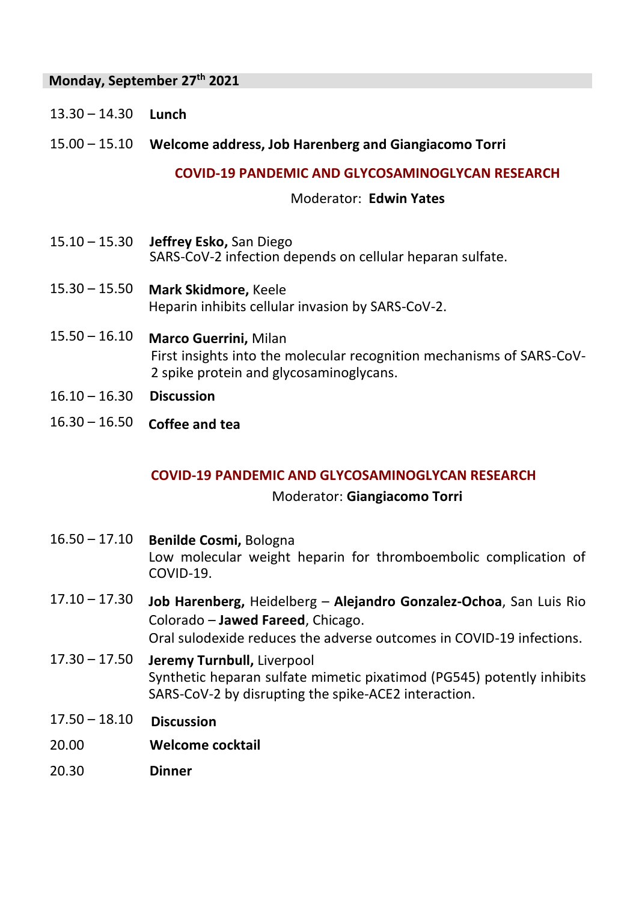## Monday, September 27th 2021

13.30 – 14.30 **Lunch**

15.00 – 15.10 **Welcome address, Job Harenberg and Giangiacomo Torri**

### COVID-19 PANDEMIC AND GLYCOSAMINOGLYCAN RESEARCH

Moderator: **Edwin Yates**

15.10 – 15.30 **Jeffrey Esko,** San Diego
SARS-CoV-2 infection depends on cellular heparan sulfate.

15.30 – 15.50 **Mark Skidmore,** Keele
Heparin inhibits cellular invasion by SARS-CoV-2.

15.50 – 16.10 **Marco Guerrini,** Milan
First insights into the molecular recognition mechanisms of SARS-CoV-2 spike protein and glycosaminoglycans.

16.10 – 16.30 **Discussion**

16.30 – 16.50 **Coffee and tea**

### COVID-19 PANDEMIC AND GLYCOSAMINOGLYCAN RESEARCH

Moderator: **Giangiacomo Torri**

16.50 – 17.10 **Benilde Cosmi,** Bologna
Low molecular weight heparin for thromboembolic complication of COVID-19.

17.10 – 17.30 **Job Harenberg,** Heidelberg – **Alejandro Gonzalez-Ochoa**, San Luis Rio Colorado – **Jawed Fareed**, Chicago.
Oral sulodexide reduces the adverse outcomes in COVID-19 infections.

17.30 – 17.50 **Jeremy Turnbull,** Liverpool
Synthetic heparan sulfate mimetic pixatimod (PG545) potently inhibits SARS-CoV-2 by disrupting the spike-ACE2 interaction.

17.50 – 18.10 **Discussion**

20.00 **Welcome cocktail**

20.30 **Dinner**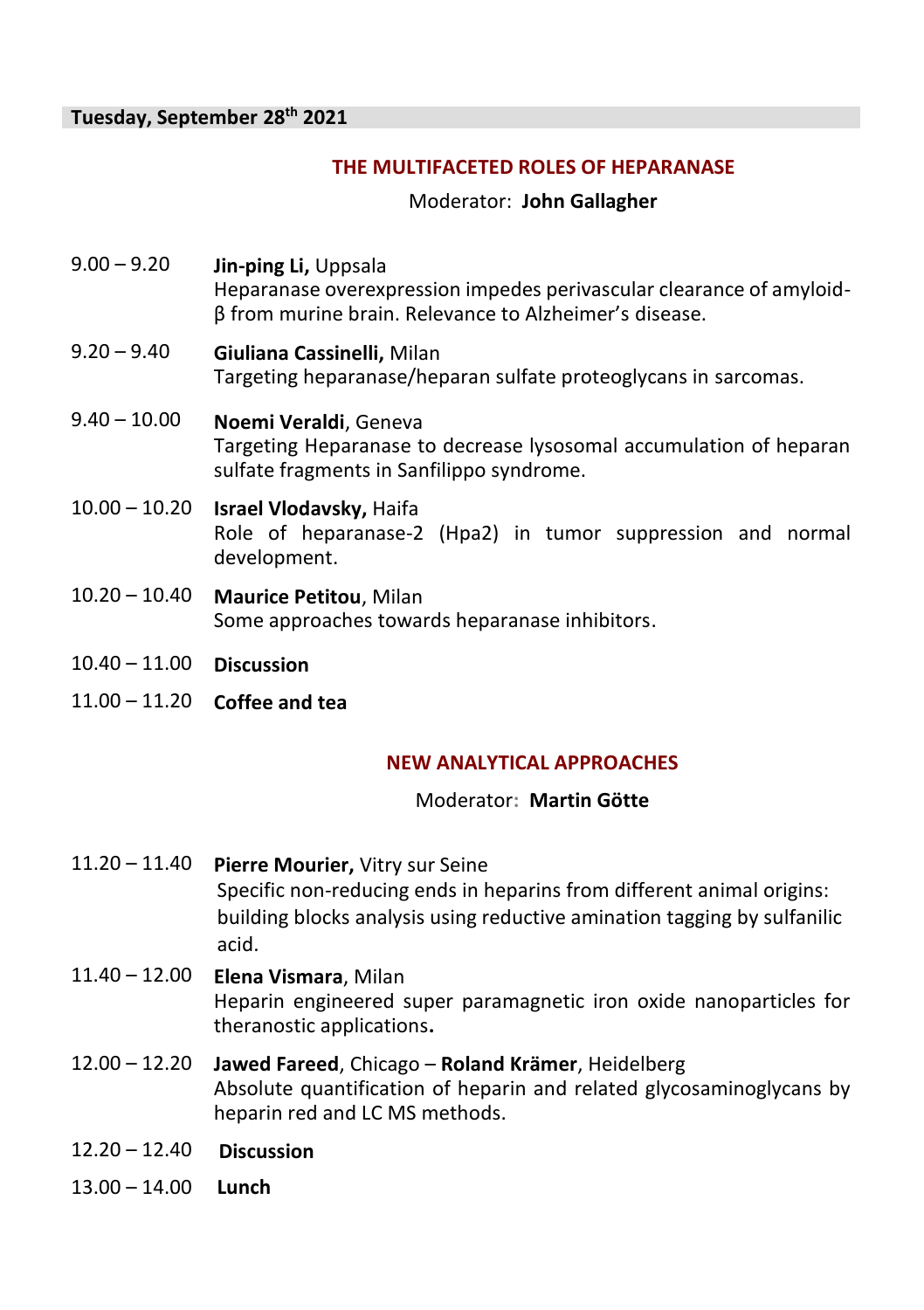**Tuesday, September 28th 2021**

## THE MULTIFACETED ROLES OF HEPARANASE

Moderator: **John Gallagher**

9.00 – 9.20 **Jin-ping Li,** Uppsala
Heparanase overexpression impedes perivascular clearance of amyloid-β from murine brain. Relevance to Alzheimer's disease.

9.20 – 9.40 **Giuliana Cassinelli,** Milan
Targeting heparanase/heparan sulfate proteoglycans in sarcomas.

9.40 – 10.00 **Noemi Veraldi**, Geneva
Targeting Heparanase to decrease lysosomal accumulation of heparan sulfate fragments in Sanfilippo syndrome.

10.00 – 10.20 **Israel Vlodavsky,** Haifa
Role of heparanase-2 (Hpa2) in tumor suppression and normal development.

10.20 – 10.40 **Maurice Petitou**, Milan
Some approaches towards heparanase inhibitors.

10.40 – 11.00 **Discussion**

11.00 – 11.20 **Coffee and tea**

## NEW ANALYTICAL APPROACHES

Moderator: **Martin Götte**

11.20 – 11.40 **Pierre Mourier,** Vitry sur Seine
Specific non-reducing ends in heparins from different animal origins: building blocks analysis using reductive amination tagging by sulfanilic acid.

11.40 – 12.00 **Elena Vismara**, Milan
Heparin engineered super paramagnetic iron oxide nanoparticles for theranostic applications**.**

12.00 – 12.20 **Jawed Fareed**, Chicago – **Roland Krämer**, Heidelberg
Absolute quantification of heparin and related glycosaminoglycans by heparin red and LC MS methods.

12.20 – 12.40 **Discussion**

13.00 – 14.00 **Lunch**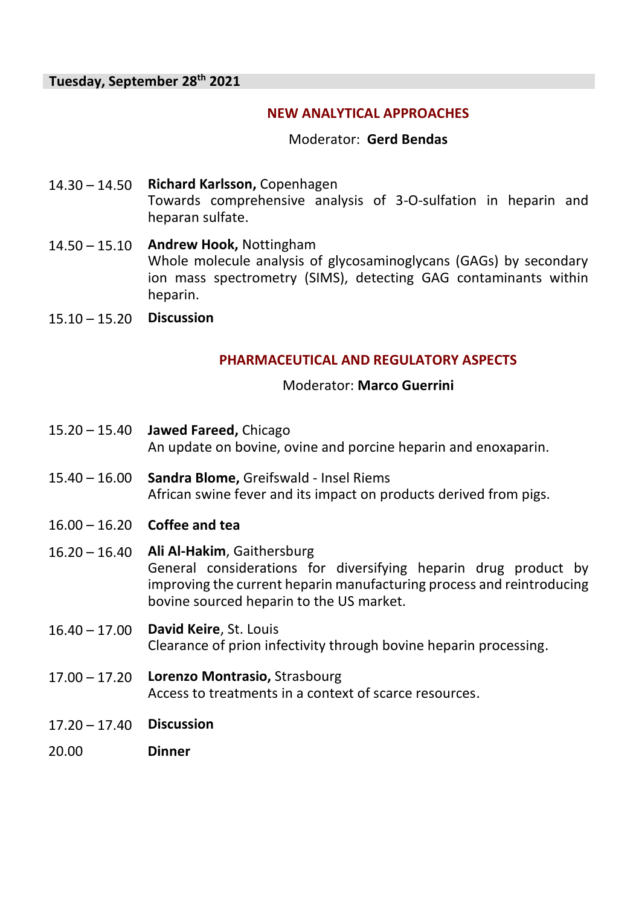## Tuesday, September 28th 2021

### NEW ANALYTICAL APPROACHES

Moderator: **Gerd Bendas**

| | |
|---|---|
| 14.30 – 14.50 | **Richard Karlsson,** Copenhagen<br>Towards comprehensive analysis of 3-O-sulfation in heparin and heparan sulfate. |
| 14.50 – 15.10 | **Andrew Hook,** Nottingham<br>Whole molecule analysis of glycosaminoglycans (GAGs) by secondary ion mass spectrometry (SIMS), detecting GAG contaminants within heparin. |
| 15.10 – 15.20 | **Discussion** |

### PHARMACEUTICAL AND REGULATORY ASPECTS

Moderator: **Marco Guerrini**

| | |
|---|---|
| 15.20 – 15.40 | **Jawed Fareed,** Chicago<br>An update on bovine, ovine and porcine heparin and enoxaparin. |
| 15.40 – 16.00 | **Sandra Blome,** Greifswald - Insel Riems<br>African swine fever and its impact on products derived from pigs. |
| 16.00 – 16.20 | **Coffee and tea** |
| 16.20 – 16.40 | **Ali Al-Hakim**, Gaithersburg<br>General considerations for diversifying heparin drug product by improving the current heparin manufacturing process and reintroducing bovine sourced heparin to the US market. |
| 16.40 – 17.00 | **David Keire**, St. Louis<br>Clearance of prion infectivity through bovine heparin processing. |
| 17.00 – 17.20 | **Lorenzo Montrasio,** Strasbourg<br>Access to treatments in a context of scarce resources. |
| 17.20 – 17.40 | **Discussion** |
| 20.00 | **Dinner** |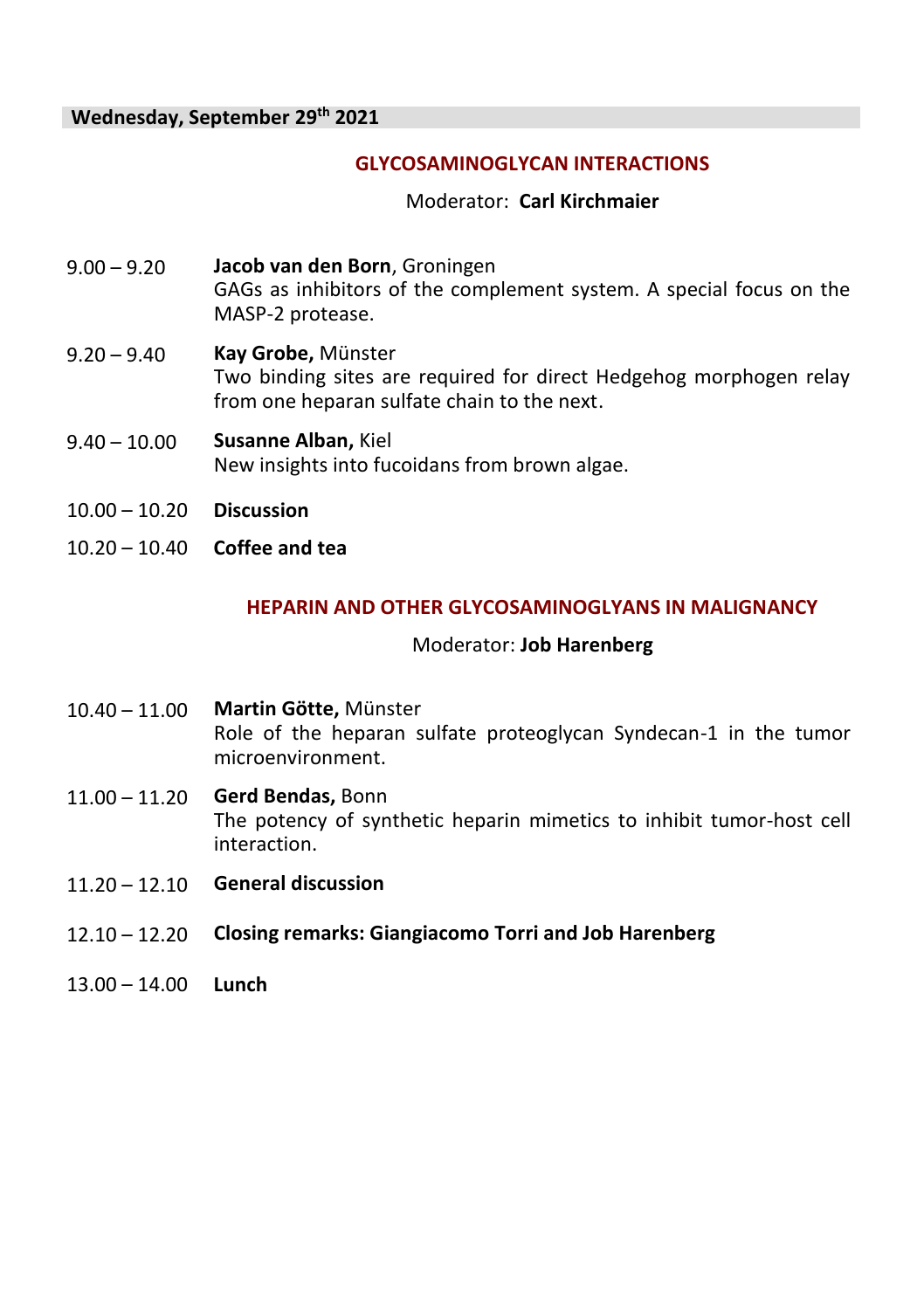**Wednesday, September 29th 2021**

### GLYCOSAMINOGLYCAN INTERACTIONS

Moderator: **Carl Kirchmaier**

9.00 – 9.20 **Jacob van den Born**, Groningen
GAGs as inhibitors of the complement system. A special focus on the MASP-2 protease.

9.20 – 9.40 **Kay Grobe,** Münster
Two binding sites are required for direct Hedgehog morphogen relay from one heparan sulfate chain to the next.

9.40 – 10.00 **Susanne Alban,** Kiel
New insights into fucoidans from brown algae.

10.00 – 10.20 **Discussion**

10.20 – 10.40 **Coffee and tea**

### HEPARIN AND OTHER GLYCOSAMINOGLYANS IN MALIGNANCY

Moderator: **Job Harenberg**

10.40 – 11.00 **Martin Götte,** Münster
Role of the heparan sulfate proteoglycan Syndecan-1 in the tumor microenvironment.

11.00 – 11.20 **Gerd Bendas,** Bonn
The potency of synthetic heparin mimetics to inhibit tumor-host cell interaction.

11.20 – 12.10 **General discussion**

12.10 – 12.20 **Closing remarks: Giangiacomo Torri and Job Harenberg**

13.00 – 14.00 **Lunch**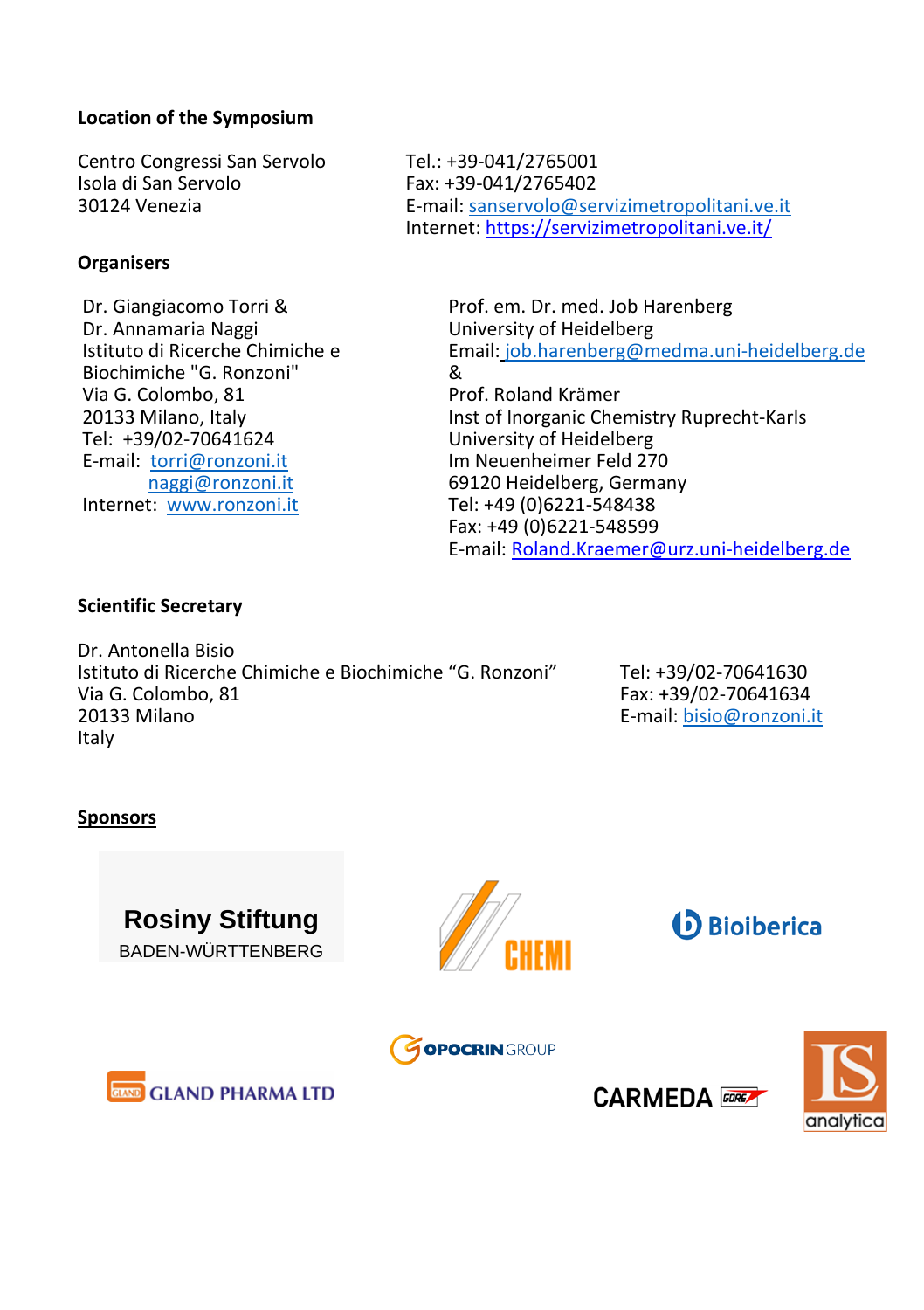## Location of the Symposium

Centro Congressi San Servolo
Isola di San Servolo
30124 Venezia

Tel.: +39-041/2765001
Fax: +39-041/2765402
E-mail: sanservolo@servizimetropolitani.ve.it
Internet: https://servizimetropolitani.ve.it/

## Organisers

Dr. Giangiacomo Torri &
Dr. Annamaria Naggi
Istituto di Ricerche Chimiche e Biochimiche "G. Ronzoni"
Via G. Colombo, 81
20133 Milano, Italy
Tel: +39/02-70641624
E-mail: torri@ronzoni.it
naggi@ronzoni.it
Internet: www.ronzoni.it

Prof. em. Dr. med. Job Harenberg
University of Heidelberg
Email: job.harenberg@medma.uni-heidelberg.de
&
Prof. Roland Krämer
Inst of Inorganic Chemistry Ruprecht-Karls University of Heidelberg
Im Neuenheimer Feld 270
69120 Heidelberg, Germany
Tel: +49 (0)6221-548438
Fax: +49 (0)6221-548599
E-mail: Roland.Kraemer@urz.uni-heidelberg.de

## Scientific Secretary

Dr. Antonella Bisio
Istituto di Ricerche Chimiche e Biochimiche "G. Ronzoni"
Via G. Colombo, 81
20133 Milano
Italy

Tel: +39/02-70641630
Fax: +39/02-70641634
E-mail: bisio@ronzoni.it

## Sponsors

Rosiny Stiftung
BADEN-WÜRTTENBERG

CHEMI

Bioiberica

GLAND PHARMA LTD

OPOCRIN GROUP

CARMEDA GORE

IS analytica